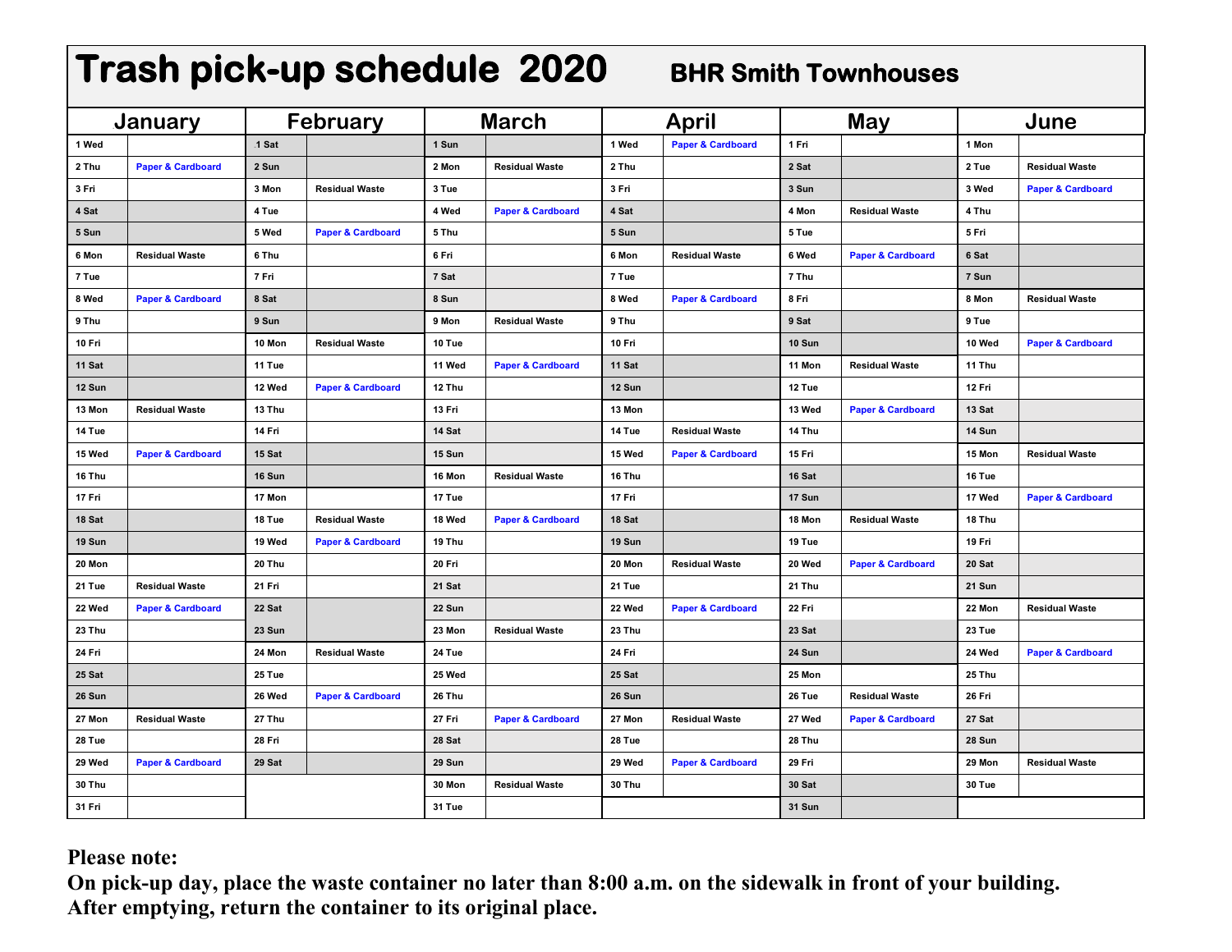# Trash pick-up schedule 2020

## BHR Smith Townhouses

| January | | February | | March | | April | | May | | June | |
|---|---|---|---|---|---|---|---|---|---|---|---|
| 1 Wed | | 1 Sat | | 1 Sun | | 1 Wed | Paper & Cardboard | 1 Fri | | 1 Mon | |
| 2 Thu | Paper & Cardboard | 2 Sun | | 2 Mon | Residual Waste | 2 Thu | | 2 Sat | | 2 Tue | Residual Waste |
| 3 Fri | | 3 Mon | Residual Waste | 3 Tue | | 3 Fri | | 3 Sun | | 3 Wed | Paper & Cardboard |
| 4 Sat | | 4 Tue | | 4 Wed | Paper & Cardboard | 4 Sat | | 4 Mon | Residual Waste | 4 Thu | |
| 5 Sun | | 5 Wed | Paper & Cardboard | 5 Thu | | 5 Sun | | 5 Tue | | 5 Fri | |
| 6 Mon | Residual Waste | 6 Thu | | 6 Fri | | 6 Mon | Residual Waste | 6 Wed | Paper & Cardboard | 6 Sat | |
| 7 Tue | | 7 Fri | | 7 Sat | | 7 Tue | | 7 Thu | | 7 Sun | |
| 8 Wed | Paper & Cardboard | 8 Sat | | 8 Sun | | 8 Wed | Paper & Cardboard | 8 Fri | | 8 Mon | Residual Waste |
| 9 Thu | | 9 Sun | | 9 Mon | Residual Waste | 9 Thu | | 9 Sat | | 9 Tue | |
| 10 Fri | | 10 Mon | Residual Waste | 10 Tue | | 10 Fri | | 10 Sun | | 10 Wed | Paper & Cardboard |
| 11 Sat | | 11 Tue | | 11 Wed | Paper & Cardboard | 11 Sat | | 11 Mon | Residual Waste | 11 Thu | |
| 12 Sun | | 12 Wed | Paper & Cardboard | 12 Thu | | 12 Sun | | 12 Tue | | 12 Fri | |
| 13 Mon | Residual Waste | 13 Thu | | 13 Fri | | 13 Mon | | 13 Wed | Paper & Cardboard | 13 Sat | |
| 14 Tue | | 14 Fri | | 14 Sat | | 14 Tue | Residual Waste | 14 Thu | | 14 Sun | |
| 15 Wed | Paper & Cardboard | 15 Sat | | 15 Sun | | 15 Wed | Paper & Cardboard | 15 Fri | | 15 Mon | Residual Waste |
| 16 Thu | | 16 Sun | | 16 Mon | Residual Waste | 16 Thu | | 16 Sat | | 16 Tue | |
| 17 Fri | | 17 Mon | | 17 Tue | | 17 Fri | | 17 Sun | | 17 Wed | Paper & Cardboard |
| 18 Sat | | 18 Tue | Residual Waste | 18 Wed | Paper & Cardboard | 18 Sat | | 18 Mon | Residual Waste | 18 Thu | |
| 19 Sun | | 19 Wed | Paper & Cardboard | 19 Thu | | 19 Sun | | 19 Tue | | 19 Fri | |
| 20 Mon | | 20 Thu | | 20 Fri | | 20 Mon | Residual Waste | 20 Wed | Paper & Cardboard | 20 Sat | |
| 21 Tue | Residual Waste | 21 Fri | | 21 Sat | | 21 Tue | | 21 Thu | | 21 Sun | |
| 22 Wed | Paper & Cardboard | 22 Sat | | 22 Sun | | 22 Wed | Paper & Cardboard | 22 Fri | | 22 Mon | Residual Waste |
| 23 Thu | | 23 Sun | | 23 Mon | Residual Waste | 23 Thu | | 23 Sat | | 23 Tue | |
| 24 Fri | | 24 Mon | Residual Waste | 24 Tue | | 24 Fri | | 24 Sun | | 24 Wed | Paper & Cardboard |
| 25 Sat | | 25 Tue | | 25 Wed | | 25 Sat | | 25 Mon | | 25 Thu | |
| 26 Sun | | 26 Wed | Paper & Cardboard | 26 Thu | | 26 Sun | | 26 Tue | Residual Waste | 26 Fri | |
| 27 Mon | Residual Waste | 27 Thu | | 27 Fri | Paper & Cardboard | 27 Mon | Residual Waste | 27 Wed | Paper & Cardboard | 27 Sat | |
| 28 Tue | | 28 Fri | | 28 Sat | | 28 Tue | | 28 Thu | | 28 Sun | |
| 29 Wed | Paper & Cardboard | 29 Sat | | 29 Sun | | 29 Wed | Paper & Cardboard | 29 Fri | | 29 Mon | Residual Waste |
| 30 Thu | | | | 30 Mon | Residual Waste | 30 Thu | | 30 Sat | | 30 Tue | |
| 31 Fri | | | | 31 Tue | | | | 31 Sun | | | |

**Please note:**
**On pick-up day, place the waste container no later than 8:00 a.m. on the sidewalk in front of your building.**
**After emptying, return the container to its original place.**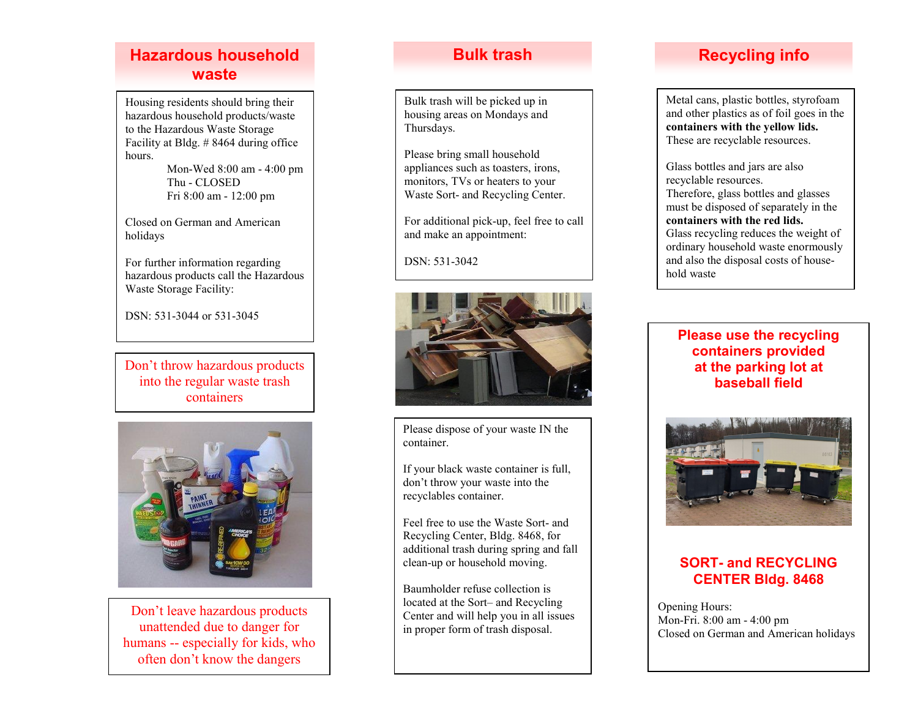## Hazardous household waste

Housing residents should bring their hazardous household products/waste to the Hazardous Waste Storage Facility at Bldg. # 8464 during office hours.

Mon-Wed 8:00 am - 4:00 pm
Thu - CLOSED
Fri 8:00 am - 12:00 pm

Closed on German and American holidays

For further information regarding hazardous products call the Hazardous Waste Storage Facility:

DSN: 531-3044 or 531-3045

Don't throw hazardous products into the regular waste trash containers

Don't leave hazardous products unattended due to danger for humans -- especially for kids, who often don't know the dangers

## Bulk trash

Bulk trash will be picked up in housing areas on Mondays and Thursdays.

Please bring small household appliances such as toasters, irons, monitors, TVs or heaters to your Waste Sort- and Recycling Center.

For additional pick-up, feel free to call and make an appointment:

DSN: 531-3042

Please dispose of your waste IN the container.

If your black waste container is full, don't throw your waste into the recyclables container.

Feel free to use the Waste Sort- and Recycling Center, Bldg. 8468, for additional trash during spring and fall clean-up or household moving.

Baumholder refuse collection is located at the Sort– and Recycling Center and will help you in all issues in proper form of trash disposal.

## Recycling info

Metal cans, plastic bottles, styrofoam and other plastics as of foil goes in the **containers with the yellow lids.** These are recyclable resources.

Glass bottles and jars are also recyclable resources.
Therefore, glass bottles and glasses must be disposed of separately in the **containers with the red lids.**
Glass recycling reduces the weight of ordinary household waste enormously and also the disposal costs of household waste

**Please use the recycling containers provided at the parking lot at baseball field**

**SORT- and RECYCLING CENTER Bldg. 8468**

Opening Hours:
Mon-Fri. 8:00 am - 4:00 pm
Closed on German and American holidays